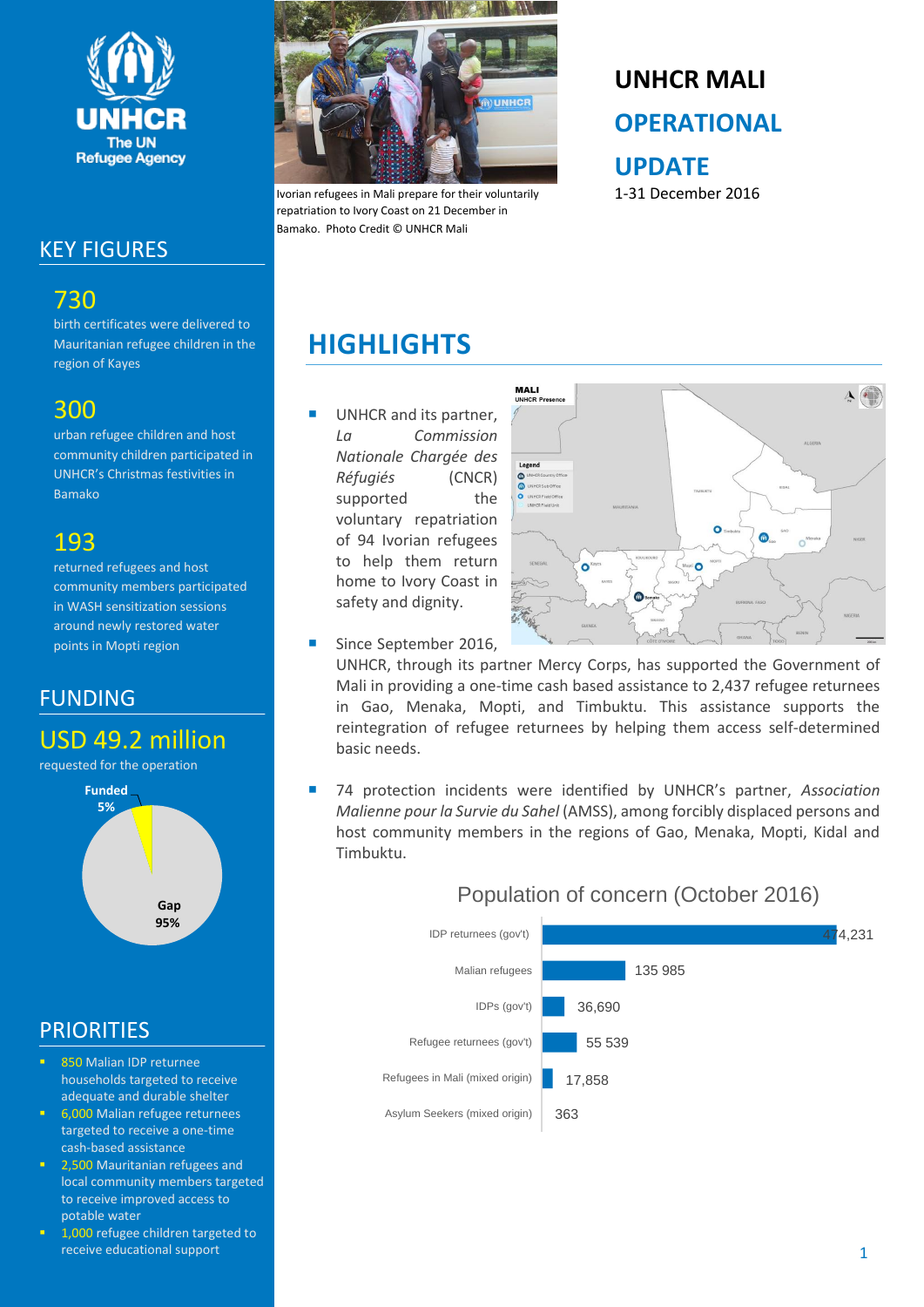# UNHCR MALI

## OPERATIONAL UPDATE

1-31 December 2016

Ivorian refugees in Mali prepare for their voluntarily repatriation to Ivory Coast on 21 December in Bamako. Photo Credit © UNHCR Mali

## KEY FIGURES

**730**
birth certificates were delivered to Mauritanian refugee children in the region of Kayes

**300**
urban refugee children and host community children participated in UNHCR's Christmas festivities in Bamako

**193**
returned refugees and host community members participated in WASH sensitization sessions around newly restored water points in Mopti region

## FUNDING

**USD 49.2 million**
requested for the operation

Funded 5%
Gap 95%

## PRIORITIES

- 850 Malian IDP returnee households targeted to receive adequate and durable shelter
- 6,000 Malian refugee returnees targeted to receive a one-time cash-based assistance
- 2,500 Mauritanian refugees and local community members targeted to receive improved access to potable water
- 1,000 refugee children targeted to receive educational support

## HIGHLIGHTS

- UNHCR and its partner, *La Commission Nationale Chargée des Réfugiés* (CNCR) supported the voluntary repatriation of 94 Ivorian refugees to help them return home to Ivory Coast in safety and dignity.
- Since September 2016, UNHCR, through its partner Mercy Corps, has supported the Government of Mali in providing a one-time cash based assistance to 2,437 refugee returnees in Gao, Menaka, Mopti, and Timbuktu. This assistance supports the reintegration of refugee returnees by helping them access self-determined basic needs.
- 74 protection incidents were identified by UNHCR's partner, *Association Malienne pour la Survie du Sahel* (AMSS), among forcibly displaced persons and host community members in the regions of Gao, Menaka, Mopti, Kidal and Timbuktu.

**Population of concern (October 2016)**

| Category | Number |
|---|---|
| IDP returnees (gov't) | 474,231 |
| Malian refugees | 135 985 |
| IDPs (gov't) | 36,690 |
| Refugee returnees (gov't) | 55 539 |
| Refugees in Mali (mixed origin) | 17,858 |
| Asylum Seekers (mixed origin) | 363 |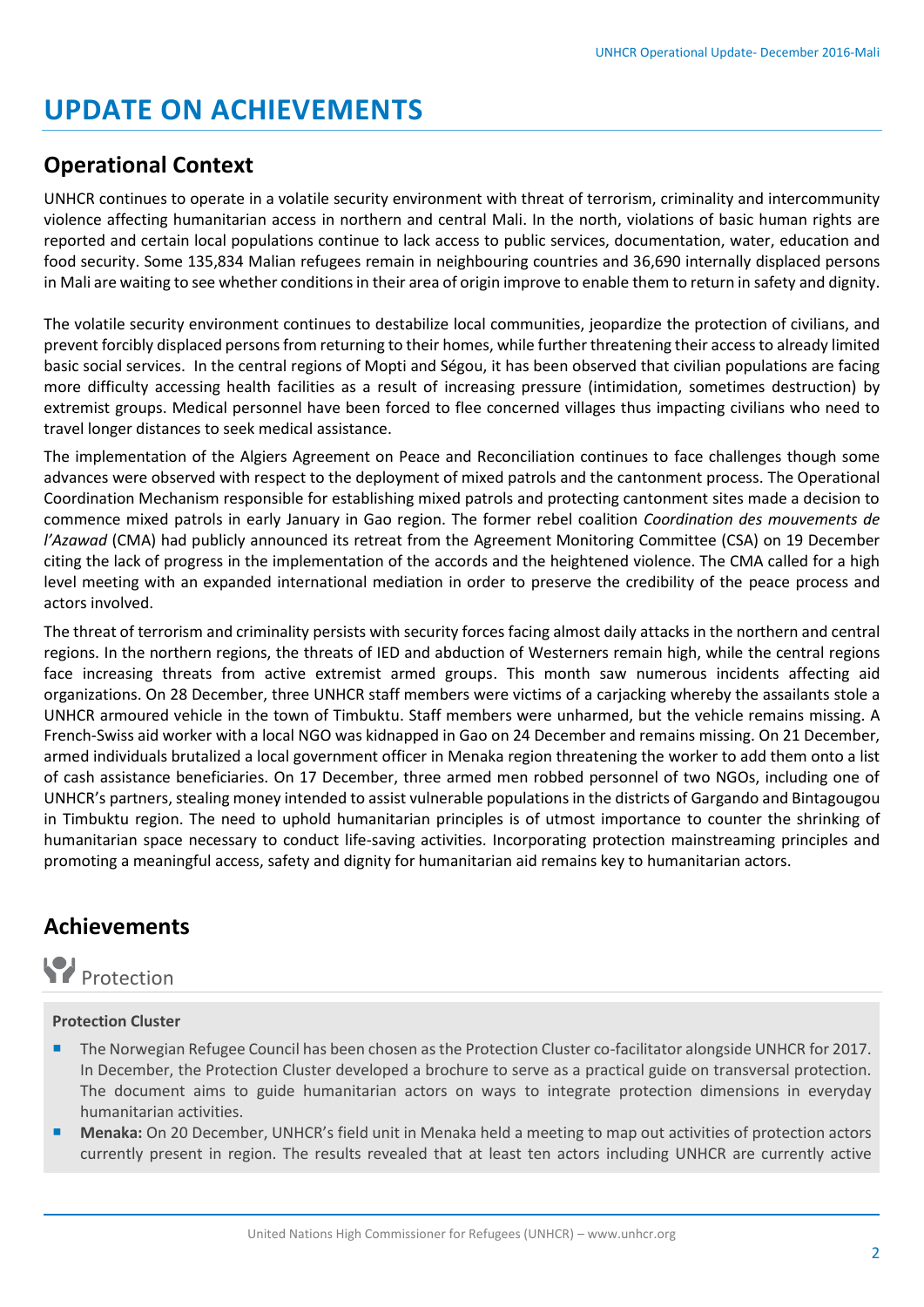# UPDATE ON ACHIEVEMENTS

## Operational Context

UNHCR continues to operate in a volatile security environment with threat of terrorism, criminality and intercommunity violence affecting humanitarian access in northern and central Mali. In the north, violations of basic human rights are reported and certain local populations continue to lack access to public services, documentation, water, education and food security. Some 135,834 Malian refugees remain in neighbouring countries and 36,690 internally displaced persons in Mali are waiting to see whether conditions in their area of origin improve to enable them to return in safety and dignity.

The volatile security environment continues to destabilize local communities, jeopardize the protection of civilians, and prevent forcibly displaced persons from returning to their homes, while further threatening their access to already limited basic social services. In the central regions of Mopti and Ségou, it has been observed that civilian populations are facing more difficulty accessing health facilities as a result of increasing pressure (intimidation, sometimes destruction) by extremist groups. Medical personnel have been forced to flee concerned villages thus impacting civilians who need to travel longer distances to seek medical assistance.

The implementation of the Algiers Agreement on Peace and Reconciliation continues to face challenges though some advances were observed with respect to the deployment of mixed patrols and the cantonment process. The Operational Coordination Mechanism responsible for establishing mixed patrols and protecting cantonment sites made a decision to commence mixed patrols in early January in Gao region. The former rebel coalition *Coordination des mouvements de l'Azawad* (CMA) had publicly announced its retreat from the Agreement Monitoring Committee (CSA) on 19 December citing the lack of progress in the implementation of the accords and the heightened violence. The CMA called for a high level meeting with an expanded international mediation in order to preserve the credibility of the peace process and actors involved.

The threat of terrorism and criminality persists with security forces facing almost daily attacks in the northern and central regions. In the northern regions, the threats of IED and abduction of Westerners remain high, while the central regions face increasing threats from active extremist armed groups. This month saw numerous incidents affecting aid organizations. On 28 December, three UNHCR staff members were victims of a carjacking whereby the assailants stole a UNHCR armoured vehicle in the town of Timbuktu. Staff members were unharmed, but the vehicle remains missing. A French-Swiss aid worker with a local NGO was kidnapped in Gao on 24 December and remains missing. On 21 December, armed individuals brutalized a local government officer in Menaka region threatening the worker to add them onto a list of cash assistance beneficiaries. On 17 December, three armed men robbed personnel of two NGOs, including one of UNHCR's partners, stealing money intended to assist vulnerable populations in the districts of Gargando and Bintagougou in Timbuktu region. The need to uphold humanitarian principles is of utmost importance to counter the shrinking of humanitarian space necessary to conduct life-saving activities. Incorporating protection mainstreaming principles and promoting a meaningful access, safety and dignity for humanitarian aid remains key to humanitarian actors.

## Achievements

### Protection

**Protection Cluster**

- The Norwegian Refugee Council has been chosen as the Protection Cluster co-facilitator alongside UNHCR for 2017. In December, the Protection Cluster developed a brochure to serve as a practical guide on transversal protection. The document aims to guide humanitarian actors on ways to integrate protection dimensions in everyday humanitarian activities.
- **Menaka:** On 20 December, UNHCR's field unit in Menaka held a meeting to map out activities of protection actors currently present in region. The results revealed that at least ten actors including UNHCR are currently active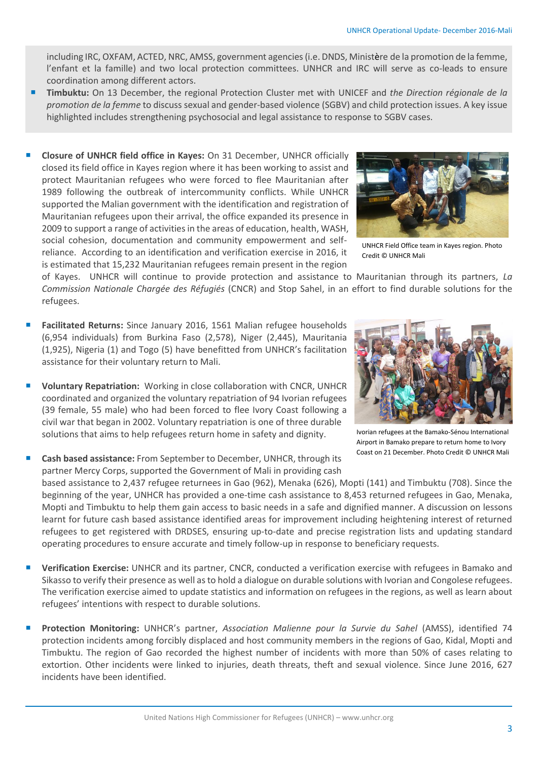including IRC, OXFAM, ACTED, NRC, AMSS, government agencies (i.e. DNDS, Ministère de la promotion de la femme, l'enfant et la famille) and two local protection committees. UNHCR and IRC will serve as co-leads to ensure coordination among different actors.

- **Timbuktu:** On 13 December, the regional Protection Cluster met with UNICEF and *the Direction régionale de la promotion de la femme* to discuss sexual and gender-based violence (SGBV) and child protection issues. A key issue highlighted includes strengthening psychosocial and legal assistance to response to SGBV cases.

- **Closure of UNHCR field office in Kayes:** On 31 December, UNHCR officially closed its field office in Kayes region where it has been working to assist and protect Mauritanian refugees who were forced to flee Mauritanian after 1989 following the outbreak of intercommunity conflicts. While UNHCR supported the Malian government with the identification and registration of Mauritanian refugees upon their arrival, the office expanded its presence in 2009 to support a range of activities in the areas of education, health, WASH, social cohesion, documentation and community empowerment and self-reliance. According to an identification and verification exercise in 2016, it is estimated that 15,232 Mauritanian refugees remain present in the region of Kayes. UNHCR will continue to provide protection and assistance to Mauritanian through its partners, *La Commission Nationale Chargée des Réfugiés* (CNCR) and Stop Sahel, in an effort to find durable solutions for the refugees.

UNHCR Field Office team in Kayes region. Photo Credit © UNHCR Mali

- **Facilitated Returns:** Since January 2016, 1561 Malian refugee households (6,954 individuals) from Burkina Faso (2,578), Niger (2,445), Mauritania (1,925), Nigeria (1) and Togo (5) have benefitted from UNHCR's facilitation assistance for their voluntary return to Mali.

- **Voluntary Repatriation:** Working in close collaboration with CNCR, UNHCR coordinated and organized the voluntary repatriation of 94 Ivorian refugees (39 female, 55 male) who had been forced to flee Ivory Coast following a civil war that began in 2002. Voluntary repatriation is one of three durable solutions that aims to help refugees return home in safety and dignity.

Ivorian refugees at the Bamako-Sénou International Airport in Bamako prepare to return home to Ivory Coast on 21 December. Photo Credit © UNHCR Mali

- **Cash based assistance:** From September to December, UNHCR, through its partner Mercy Corps, supported the Government of Mali in providing cash based assistance to 2,437 refugee returnees in Gao (962), Menaka (626), Mopti (141) and Timbuktu (708). Since the beginning of the year, UNHCR has provided a one-time cash assistance to 8,453 returned refugees in Gao, Menaka, Mopti and Timbuktu to help them gain access to basic needs in a safe and dignified manner. A discussion on lessons learnt for future cash based assistance identified areas for improvement including heightening interest of returned refugees to get registered with DRDSES, ensuring up-to-date and precise registration lists and updating standard operating procedures to ensure accurate and timely follow-up in response to beneficiary requests.

- **Verification Exercise:** UNHCR and its partner, CNCR, conducted a verification exercise with refugees in Bamako and Sikasso to verify their presence as well as to hold a dialogue on durable solutions with Ivorian and Congolese refugees. The verification exercise aimed to update statistics and information on refugees in the regions, as well as learn about refugees' intentions with respect to durable solutions.

- **Protection Monitoring:** UNHCR's partner, *Association Malienne pour la Survie du Sahel* (AMSS), identified 74 protection incidents among forcibly displaced and host community members in the regions of Gao, Kidal, Mopti and Timbuktu. The region of Gao recorded the highest number of incidents with more than 50% of cases relating to extortion. Other incidents were linked to injuries, death threats, theft and sexual violence. Since June 2016, 627 incidents have been identified.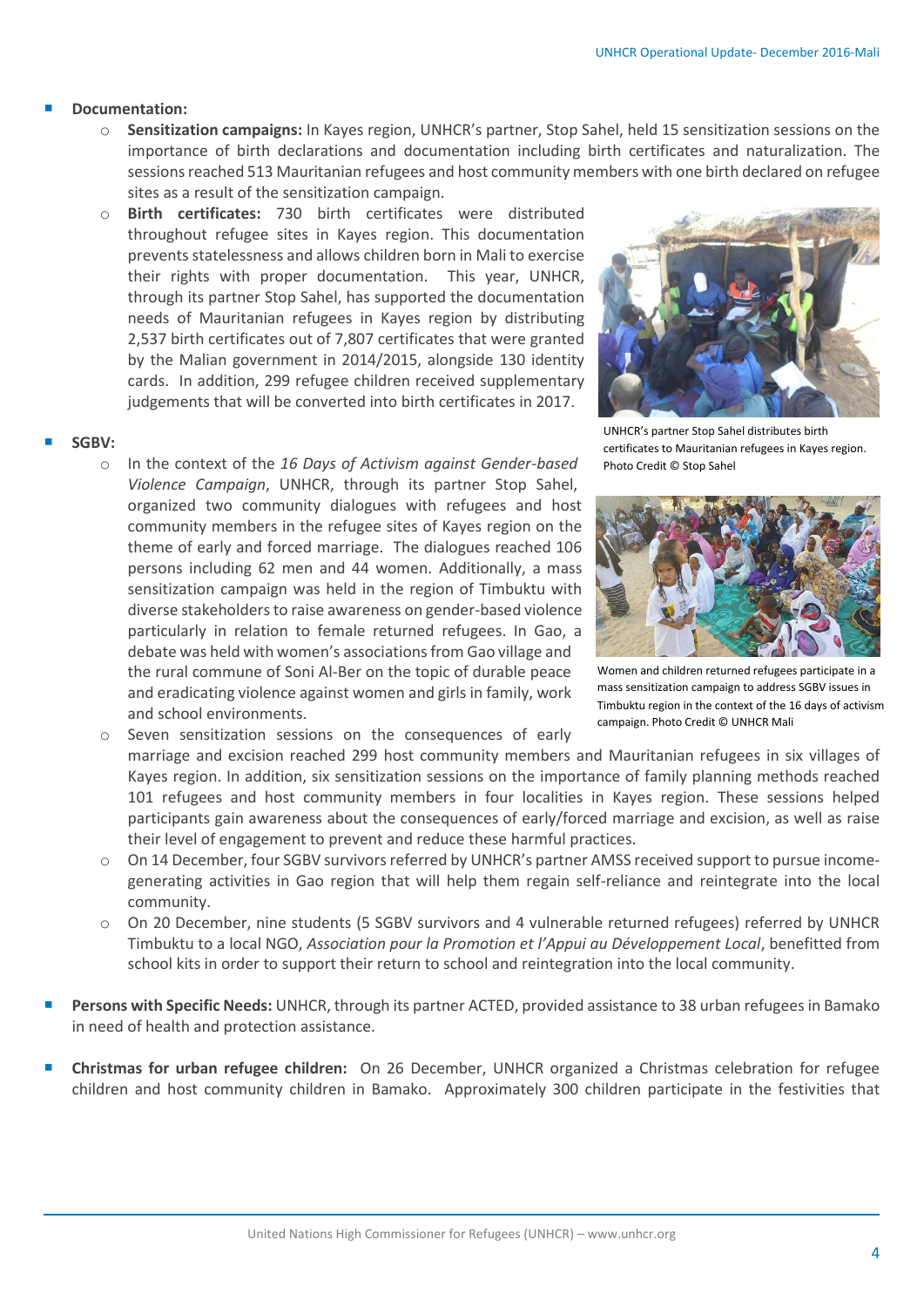- **Documentation:**
  - **Sensitization campaigns:** In Kayes region, UNHCR's partner, Stop Sahel, held 15 sensitization sessions on the importance of birth declarations and documentation including birth certificates and naturalization. The sessions reached 513 Mauritanian refugees and host community members with one birth declared on refugee sites as a result of the sensitization campaign.
  - **Birth certificates:** 730 birth certificates were distributed throughout refugee sites in Kayes region. This documentation prevents statelessness and allows children born in Mali to exercise their rights with proper documentation. This year, UNHCR, through its partner Stop Sahel, has supported the documentation needs of Mauritanian refugees in Kayes region by distributing 2,537 birth certificates out of 7,807 certificates that were granted by the Malian government in 2014/2015, alongside 130 identity cards. In addition, 299 refugee children received supplementary judgements that will be converted into birth certificates in 2017.

UNHCR's partner Stop Sahel distributes birth certificates to Mauritanian refugees in Kayes region. Photo Credit © Stop Sahel

- **SGBV:**
  - In the context of the *16 Days of Activism against Gender-based Violence Campaign*, UNHCR, through its partner Stop Sahel, organized two community dialogues with refugees and host community members in the refugee sites of Kayes region on the theme of early and forced marriage. The dialogues reached 106 persons including 62 men and 44 women. Additionally, a mass sensitization campaign was held in the region of Timbuktu with diverse stakeholders to raise awareness on gender-based violence particularly in relation to female returned refugees. In Gao, a debate was held with women's associations from Gao village and the rural commune of Soni Al-Ber on the topic of durable peace and eradicating violence against women and girls in family, work and school environments.
  - Seven sensitization sessions on the consequences of early marriage and excision reached 299 host community members and Mauritanian refugees in six villages of Kayes region. In addition, six sensitization sessions on the importance of family planning methods reached 101 refugees and host community members in four localities in Kayes region. These sessions helped participants gain awareness about the consequences of early/forced marriage and excision, as well as raise their level of engagement to prevent and reduce these harmful practices.
  - On 14 December, four SGBV survivors referred by UNHCR's partner AMSS received support to pursue income-generating activities in Gao region that will help them regain self-reliance and reintegrate into the local community.
  - On 20 December, nine students (5 SGBV survivors and 4 vulnerable returned refugees) referred by UNHCR Timbuktu to a local NGO, *Association pour la Promotion et l'Appui au Développement Local*, benefitted from school kits in order to support their return to school and reintegration into the local community.

Women and children returned refugees participate in a mass sensitization campaign to address SGBV issues in Timbuktu region in the context of the 16 days of activism campaign. Photo Credit © UNHCR Mali

- **Persons with Specific Needs:** UNHCR, through its partner ACTED, provided assistance to 38 urban refugees in Bamako in need of health and protection assistance.

- **Christmas for urban refugee children:** On 26 December, UNHCR organized a Christmas celebration for refugee children and host community children in Bamako. Approximately 300 children participate in the festivities that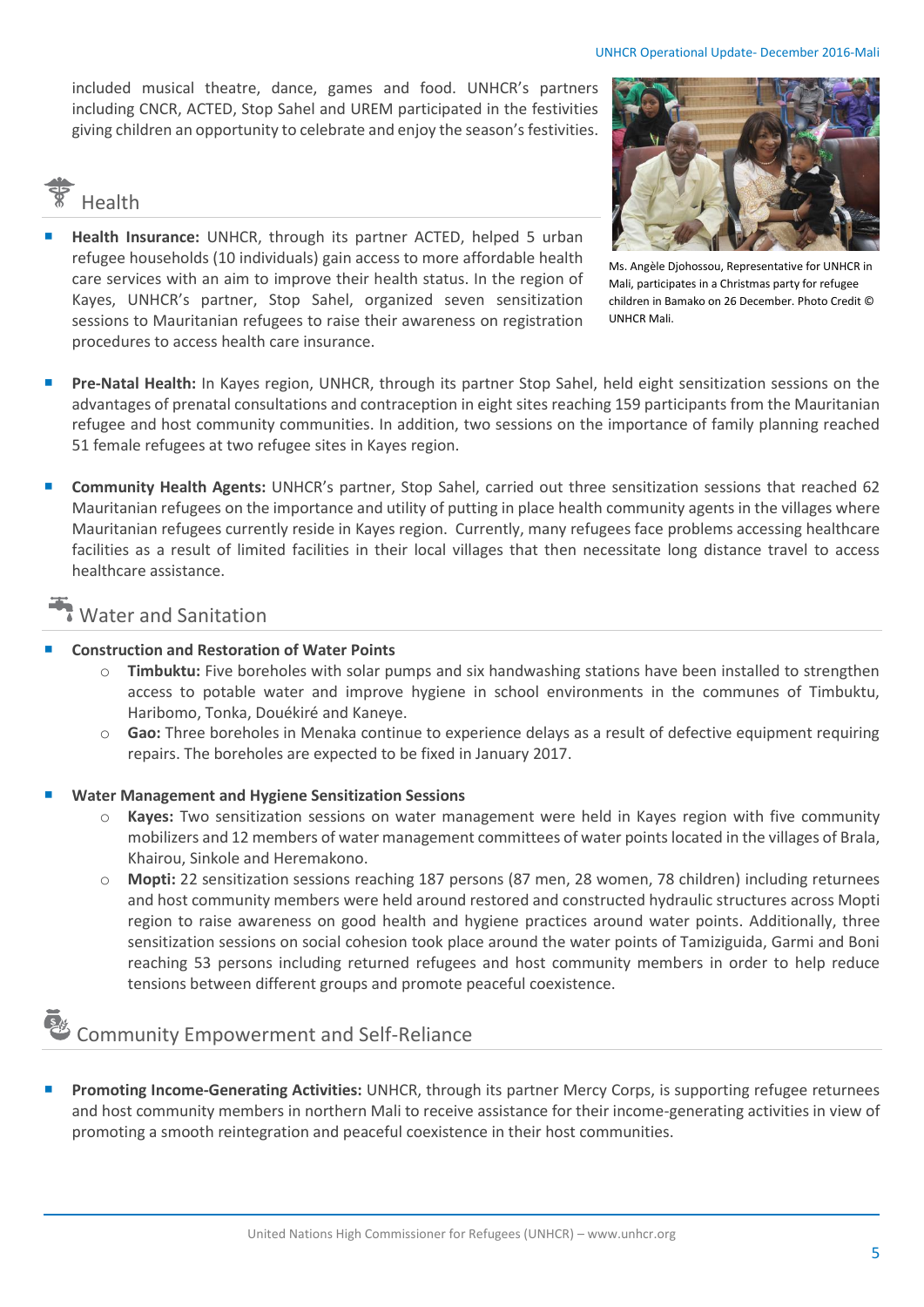included musical theatre, dance, games and food. UNHCR's partners including CNCR, ACTED, Stop Sahel and UREM participated in the festivities giving children an opportunity to celebrate and enjoy the season's festivities.

Ms. Angèle Djohossou, Representative for UNHCR in Mali, participates in a Christmas party for refugee children in Bamako on 26 December. Photo Credit © UNHCR Mali.

## Health

- **Health Insurance:** UNHCR, through its partner ACTED, helped 5 urban refugee households (10 individuals) gain access to more affordable health care services with an aim to improve their health status. In the region of Kayes, UNHCR's partner, Stop Sahel, organized seven sensitization sessions to Mauritanian refugees to raise their awareness on registration procedures to access health care insurance.

- **Pre-Natal Health:** In Kayes region, UNHCR, through its partner Stop Sahel, held eight sensitization sessions on the advantages of prenatal consultations and contraception in eight sites reaching 159 participants from the Mauritanian refugee and host community communities. In addition, two sessions on the importance of family planning reached 51 female refugees at two refugee sites in Kayes region.

- **Community Health Agents:** UNHCR's partner, Stop Sahel, carried out three sensitization sessions that reached 62 Mauritanian refugees on the importance and utility of putting in place health community agents in the villages where Mauritanian refugees currently reside in Kayes region. Currently, many refugees face problems accessing healthcare facilities as a result of limited facilities in their local villages that then necessitate long distance travel to access healthcare assistance.

## Water and Sanitation

- **Construction and Restoration of Water Points**
  - **Timbuktu:** Five boreholes with solar pumps and six handwashing stations have been installed to strengthen access to potable water and improve hygiene in school environments in the communes of Timbuktu, Haribomo, Tonka, Douékiré and Kaneye.
  - **Gao:** Three boreholes in Menaka continue to experience delays as a result of defective equipment requiring repairs. The boreholes are expected to be fixed in January 2017.

- **Water Management and Hygiene Sensitization Sessions**
  - **Kayes:** Two sensitization sessions on water management were held in Kayes region with five community mobilizers and 12 members of water management committees of water points located in the villages of Brala, Khairou, Sinkole and Heremakono.
  - **Mopti:** 22 sensitization sessions reaching 187 persons (87 men, 28 women, 78 children) including returnees and host community members were held around restored and constructed hydraulic structures across Mopti region to raise awareness on good health and hygiene practices around water points. Additionally, three sensitization sessions on social cohesion took place around the water points of Tamiziguida, Garmi and Boni reaching 53 persons including returned refugees and host community members in order to help reduce tensions between different groups and promote peaceful coexistence.

## Community Empowerment and Self-Reliance

- **Promoting Income-Generating Activities:** UNHCR, through its partner Mercy Corps, is supporting refugee returnees and host community members in northern Mali to receive assistance for their income-generating activities in view of promoting a smooth reintegration and peaceful coexistence in their host communities.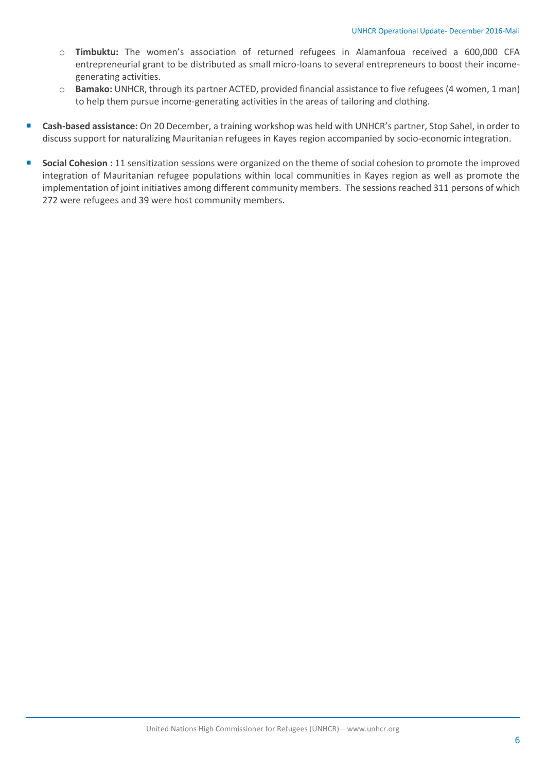- **Timbuktu:** The women's association of returned refugees in Alamanfoua received a 600,000 CFA entrepreneurial grant to be distributed as small micro-loans to several entrepreneurs to boost their income-generating activities.
  - **Bamako:** UNHCR, through its partner ACTED, provided financial assistance to five refugees (4 women, 1 man) to help them pursue income-generating activities in the areas of tailoring and clothing.

- **Cash-based assistance:** On 20 December, a training workshop was held with UNHCR's partner, Stop Sahel, in order to discuss support for naturalizing Mauritanian refugees in Kayes region accompanied by socio-economic integration.

- **Social Cohesion :** 11 sensitization sessions were organized on the theme of social cohesion to promote the improved integration of Mauritanian refugee populations within local communities in Kayes region as well as promote the implementation of joint initiatives among different community members. The sessions reached 311 persons of which 272 were refugees and 39 were host community members.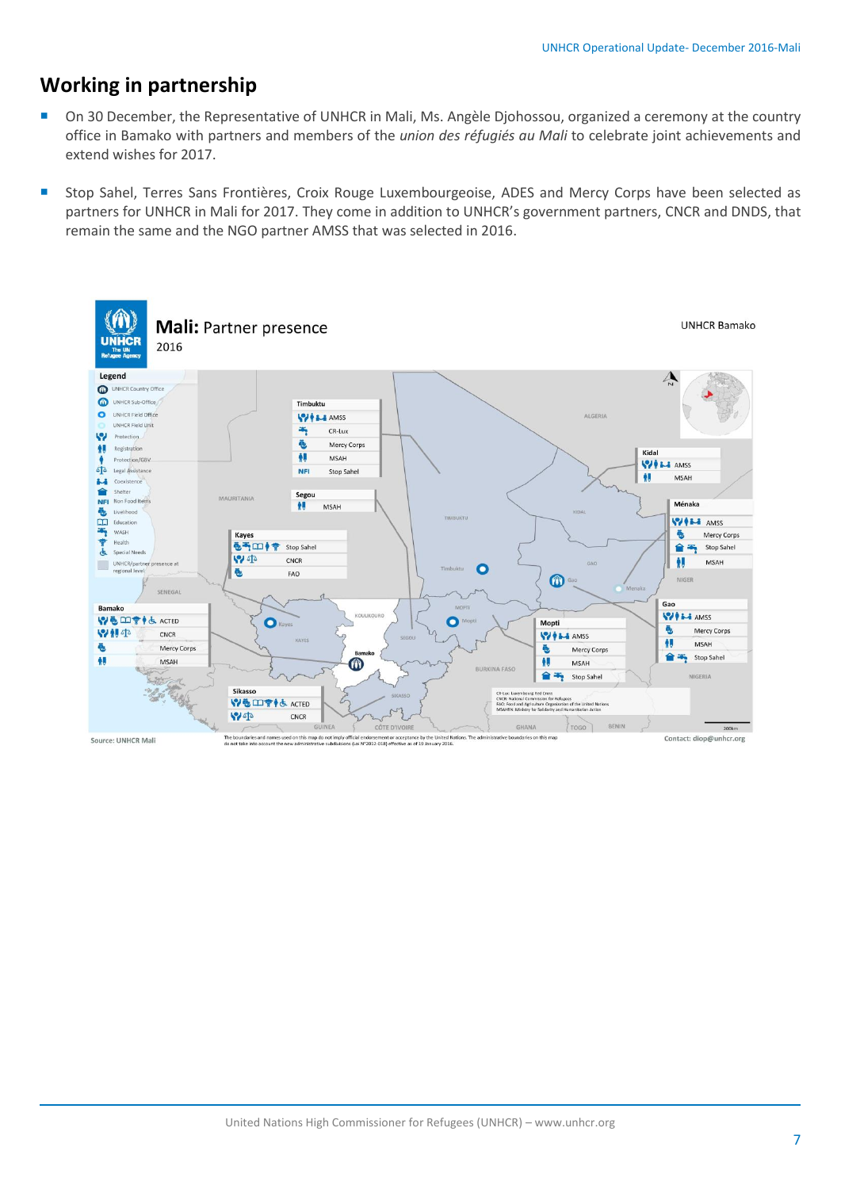## Working in partnership

- On 30 December, the Representative of UNHCR in Mali, Ms. Angèle Djohossou, organized a ceremony at the country office in Bamako with partners and members of the *union des réfugiés au Mali* to celebrate joint achievements and extend wishes for 2017.
- Stop Sahel, Terres Sans Frontières, Croix Rouge Luxembourgeoise, ADES and Mercy Corps have been selected as partners for UNHCR in Mali for 2017. They come in addition to UNHCR's government partners, CNCR and DNDS, that remain the same and the NGO partner AMSS that was selected in 2016.

**Mali: Partner presence**
2016

UNHCR Bamako

**Legend:** UNHCR Country Office; UNHCR Sub-Office; UNHCR Field Office; UNHCR Field Unit; Protection; Registration; Protection/GBV; Legal Assistance; Coexistence; Shelter; NFI Non Food Items; Livelihood; Education; WASH; Health; Special Needs; UNHCR/partner presence at regional level

- **Timbuktu:** AMSS; CR-Lux; Mercy Corps; MSAH; Stop Sahel
- **Kidal:** AMSS; MSAH
- **Ménaka:** AMSS; Mercy Corps; Stop Sahel; MSAH
- **Segou:** MSAH
- **Kayes:** Stop Sahel; CNCR; FAO
- **Gao:** AMSS; Mercy Corps; MSAH; Stop Sahel
- **Mopti:** AMSS; Mercy Corps; MSAH; Stop Sahel
- **Bamako:** ACTED; CNCR; Mercy Corps; MSAH
- **Sikasso:** ACTED; CNCR

CR-Lux: Luxembourg Red Cross
CNCR: National Commission for Refugees
FAO: Food and Agriculture Organization of the United Nations
MSAHRN: Ministry for Solidarity and Humanitarian Action

The boundaries and names used on this map do not imply official endorsement or acceptance by the United Nations. The administrative boundaries on this map do not take into account the new administrative subdivisions (Loi N°2012-018) effective as of 19 January 2016.

Source: UNHCR Mali

Contact: diop@unhcr.org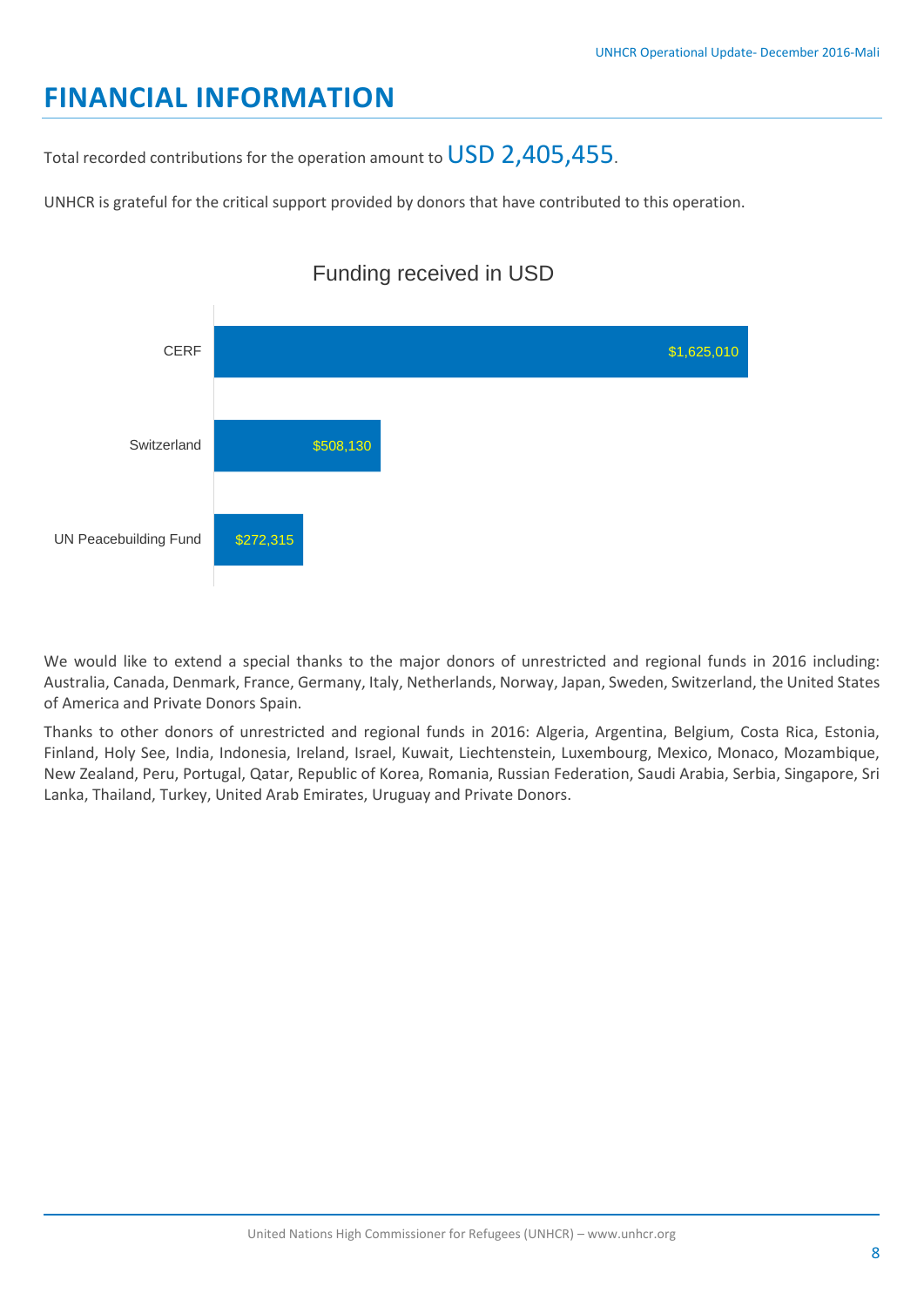# FINANCIAL INFORMATION

Total recorded contributions for the operation amount to USD 2,405,455.

UNHCR is grateful for the critical support provided by donors that have contributed to this operation.

Funding received in USD

| Donor | Funding received in USD |
|---|---|
| CERF | $1,625,010 |
| Switzerland | $508,130 |
| UN Peacebuilding Fund | $272,315 |

We would like to extend a special thanks to the major donors of unrestricted and regional funds in 2016 including: Australia, Canada, Denmark, France, Germany, Italy, Netherlands, Norway, Japan, Sweden, Switzerland, the United States of America and Private Donors Spain.

Thanks to other donors of unrestricted and regional funds in 2016: Algeria, Argentina, Belgium, Costa Rica, Estonia, Finland, Holy See, India, Indonesia, Ireland, Israel, Kuwait, Liechtenstein, Luxembourg, Mexico, Monaco, Mozambique, New Zealand, Peru, Portugal, Qatar, Republic of Korea, Romania, Russian Federation, Saudi Arabia, Serbia, Singapore, Sri Lanka, Thailand, Turkey, United Arab Emirates, Uruguay and Private Donors.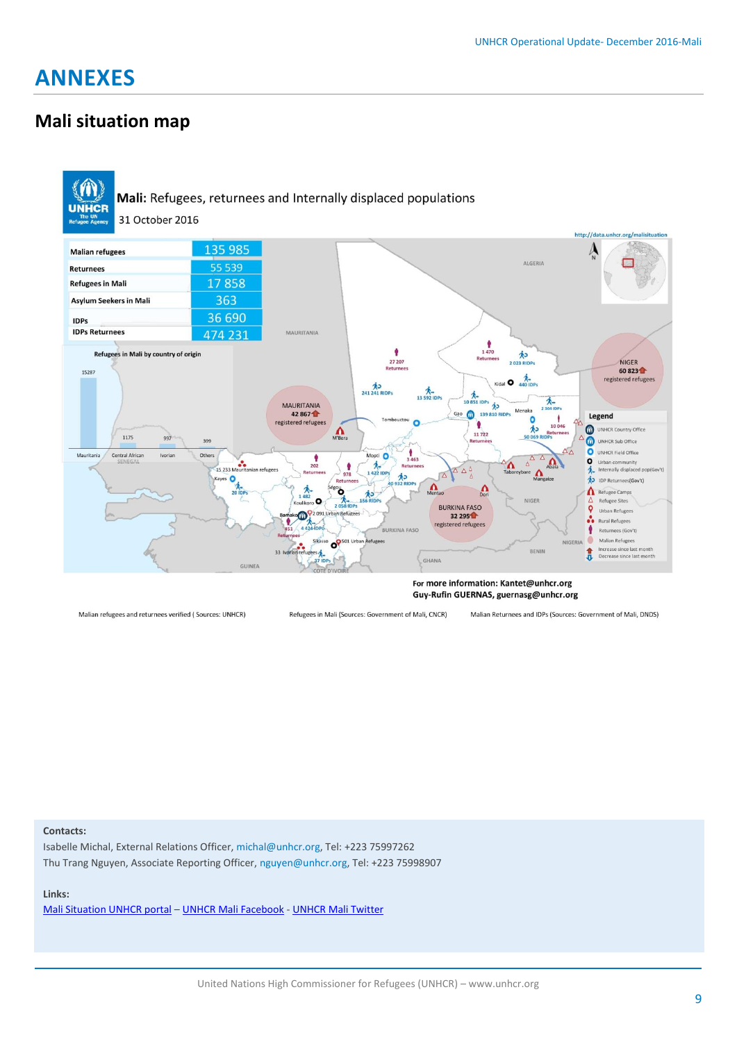# ANNEXES

## Mali situation map

**Mali:** Refugees, returnees and Internally displaced populations

31 October 2016

| | |
|---|---|
| Malian refugees | 135 985 |
| Returnees | 55 539 |
| Refugees in Mali | 17 858 |
| Asylum Seekers in Mali | 363 |
| IDPs | 36 690 |
| IDPs Returnees | 474 231 |

Refugees in Mali by country of origin

15287

1175

997

309

Mauritania

Central African

Ivorian

Others

MAURITANIA 42 867 registered refugees

NIGER 60 823 registered refugees

BURKINA FASO 32 295 registered refugees

For more information: Kantet@unhcr.org
Guy-Rufin GUERNAS, guernasg@unhcr.org

Malian refugees and returnees verified ( Sources: UNHCR)

Refugees in Mali (Sources: Government of Mali, CNCR)

Malian Returnees and IDPs (Sources: Government of Mali, DNDS)

**Contacts:**

Isabelle Michal, External Relations Officer, michal@unhcr.org, Tel: +223 75997262

Thu Trang Nguyen, Associate Reporting Officer, nguyen@unhcr.org, Tel: +223 75998907

**Links:**

Mali Situation UNHCR portal – UNHCR Mali Facebook - UNHCR Mali Twitter